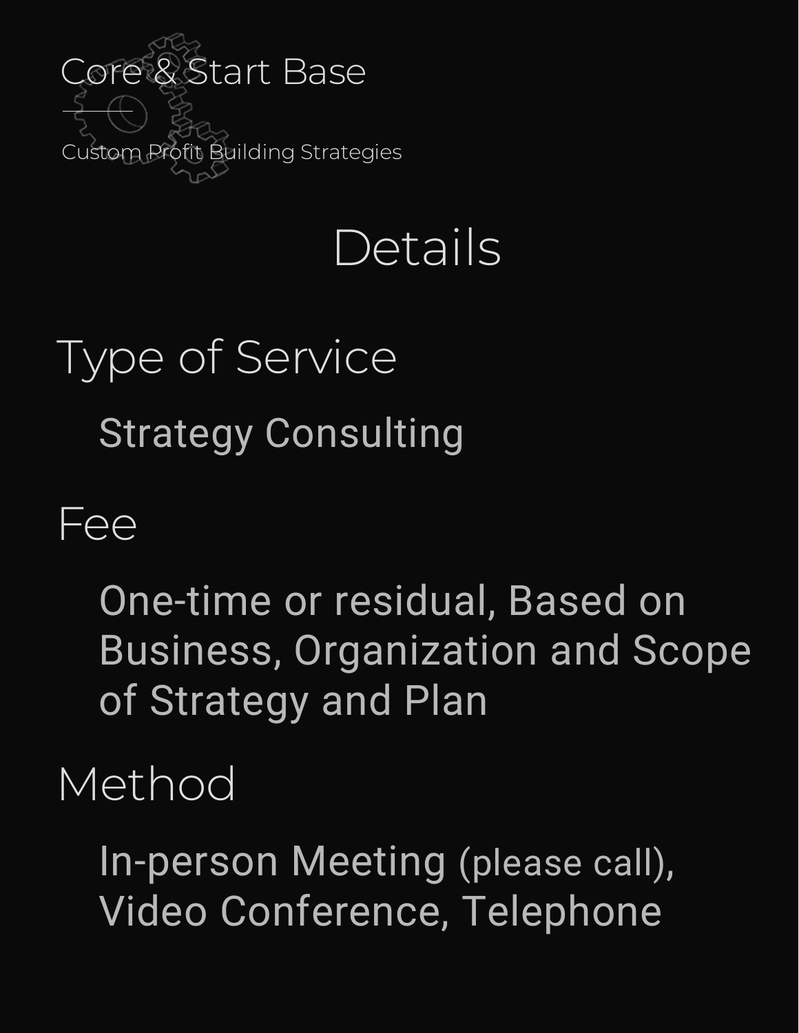Core & Start Base

Custom Profit Building Strategies

# Details

## Type of Service

Strategy Consulting

## Fee

One-time or residual, Based on Business, Organization and Scope of Strategy and Plan

## Method

In-person Meeting (please call), Video Conference, Telephone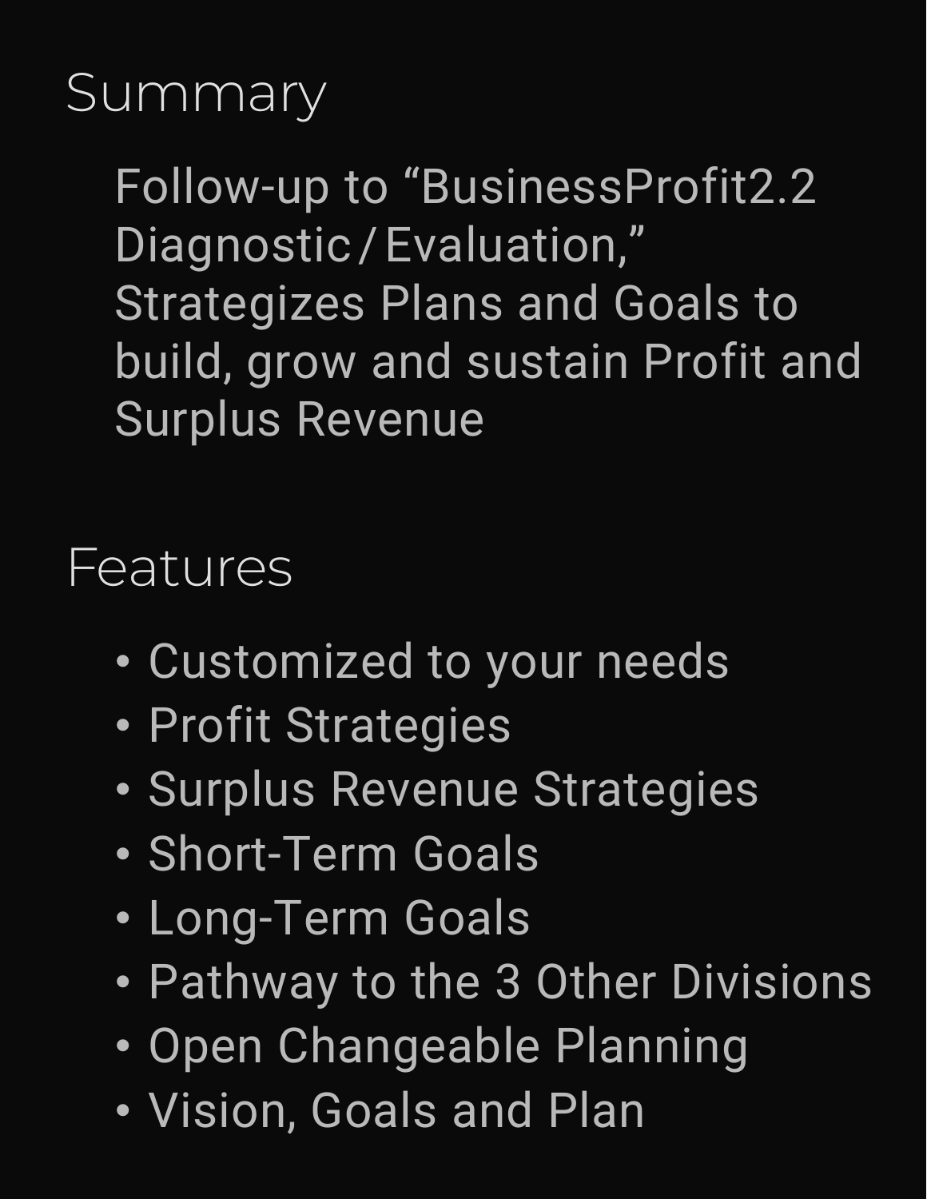## Summary

Follow-up to “BusinessProfit2.2 Diagnostic / Evaluation,” Strategizes Plans and Goals to build, grow and sustain Profit and Surplus Revenue

## Features

- Customized to your needs
- Profit Strategies
- Surplus Revenue Strategies
- Short-Term Goals
- Long-Term Goals
- Pathway to the 3 Other Divisions
- Open Changeable Planning
- Vision, Goals and Plan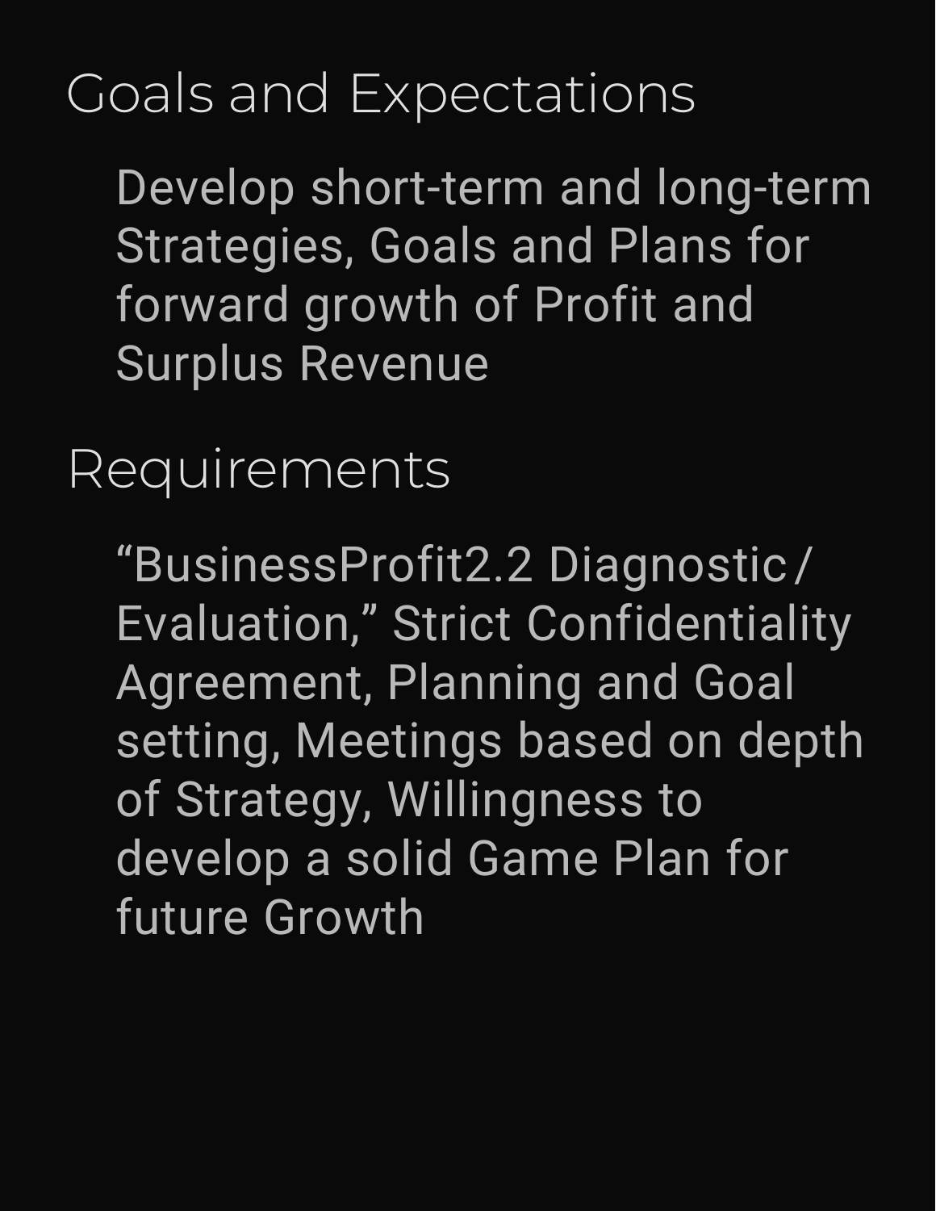## Goals and Expectations

Develop short-term and long-term Strategies, Goals and Plans for forward growth of Profit and Surplus Revenue

## Requirements

“BusinessProfit2.2 Diagnostic / Evaluation,” Strict Confidentiality Agreement, Planning and Goal setting, Meetings based on depth of Strategy, Willingness to develop a solid Game Plan for future Growth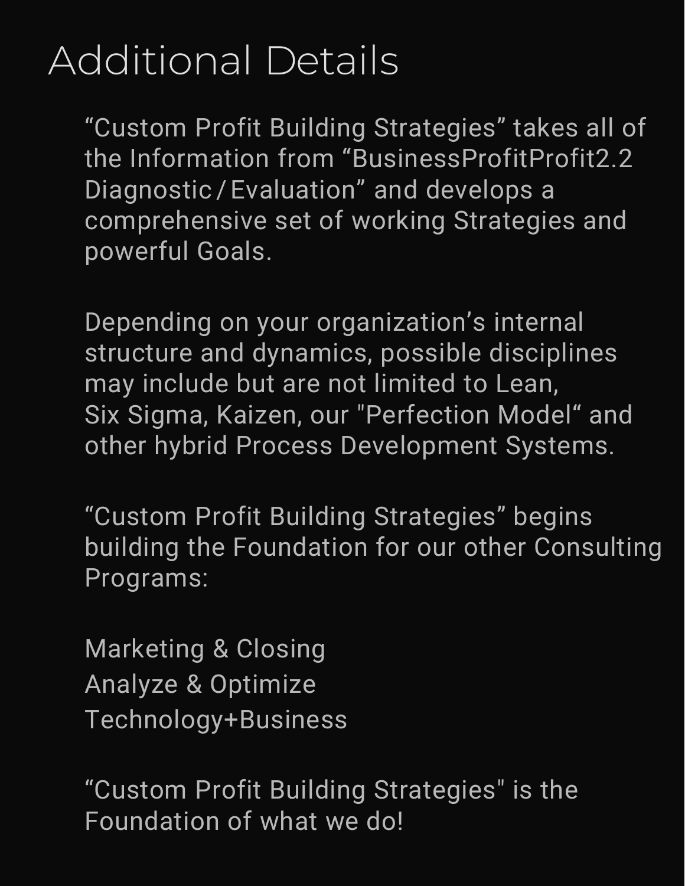# Additional Details

“Custom Profit Building Strategies” takes all of the Information from “BusinessProfitProfit2.2 Diagnostic / Evaluation” and develops a comprehensive set of working Strategies and powerful Goals.

Depending on your organization’s internal structure and dynamics, possible disciplines may include but are not limited to Lean, Six Sigma, Kaizen, our "Perfection Model“ and other hybrid Process Development Systems.

“Custom Profit Building Strategies” begins building the Foundation for our other Consulting Programs:

Marketing & Closing
Analyze & Optimize
Technology+Business

“Custom Profit Building Strategies" is the Foundation of what we do!